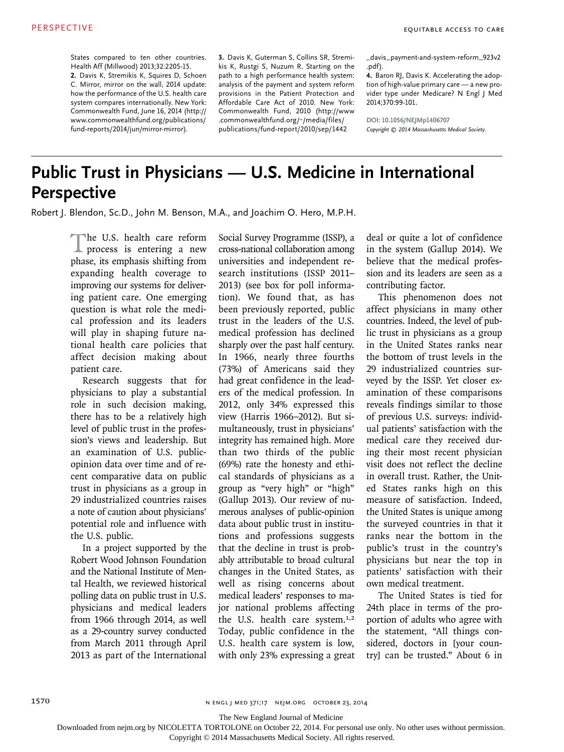States compared to ten other countries. Health Aff (Millwood) 2013;32:2205-15.

2. Davis K, Stremikis K, Squires D, Schoen C. Mirror, mirror on the wall, 2014 update: how the performance of the U.S. health care system compares internationally. New York: Commonwealth Fund, June 16, 2014 (http://www.commonwealthfund.org/publications/fund-reports/2014/jun/mirror-mirror).

3. Davis K, Guterman S, Collins SR, Stremikis K, Rustgi S, Nuzum R. Starting on the path to a high performance health system: analysis of the payment and system reform provisions in the Patient Protection and Affordable Care Act of 2010. New York: Commonwealth Fund, 2010 (http://www.commonwealthfund.org/~/media/files/publications/fund-report/2010/sep/1442_davis_payment-and-system-reform_923v2.pdf).

4. Baron RJ, Davis K. Accelerating the adoption of high-value primary care — a new provider type under Medicare? N Engl J Med 2014;370:99-101.

DOI: 10.1056/NEJMp1406707

*Copyright © 2014 Massachusetts Medical Society.*

# Public Trust in Physicians — U.S. Medicine in International Perspective

Robert J. Blendon, Sc.D., John M. Benson, M.A., and Joachim O. Hero, M.P.H.

The U.S. health care reform process is entering a new phase, its emphasis shifting from expanding health coverage to improving our systems for delivering patient care. One emerging question is what role the medical profession and its leaders will play in shaping future national health care policies that affect decision making about patient care.

Research suggests that for physicians to play a substantial role in such decision making, there has to be a relatively high level of public trust in the profession's views and leadership. But an examination of U.S. public-opinion data over time and of recent comparative data on public trust in physicians as a group in 29 industrialized countries raises a note of caution about physicians' potential role and influence with the U.S. public.

In a project supported by the Robert Wood Johnson Foundation and the National Institute of Mental Health, we reviewed historical polling data on public trust in U.S. physicians and medical leaders from 1966 through 2014, as well as a 29-country survey conducted from March 2011 through April 2013 as part of the International Social Survey Programme (ISSP), a cross-national collaboration among universities and independent research institutions (ISSP 2011–2013) (see box for poll information). We found that, as has been previously reported, public trust in the leaders of the U.S. medical profession has declined sharply over the past half century. In 1966, nearly three fourths (73%) of Americans said they had great confidence in the leaders of the medical profession. In 2012, only 34% expressed this view (Harris 1966–2012). But simultaneously, trust in physicians' integrity has remained high. More than two thirds of the public (69%) rate the honesty and ethical standards of physicians as a group as "very high" or "high" (Gallup 2013). Our review of numerous analyses of public-opinion data about public trust in institutions and professions suggests that the decline in trust is probably attributable to broad cultural changes in the United States, as well as rising concerns about medical leaders' responses to major national problems affecting the U.S. health care system.[1,2] Today, public confidence in the U.S. health care system is low, with only 23% expressing a great deal or quite a lot of confidence in the system (Gallup 2014). We believe that the medical profession and its leaders are seen as a contributing factor.

This phenomenon does not affect physicians in many other countries. Indeed, the level of public trust in physicians as a group in the United States ranks near the bottom of trust levels in the 29 industrialized countries surveyed by the ISSP. Yet closer examination of these comparisons reveals findings similar to those of previous U.S. surveys: individual patients' satisfaction with the medical care they received during their most recent physician visit does not reflect the decline in overall trust. Rather, the United States ranks high on this measure of satisfaction. Indeed, the United States is unique among the surveyed countries in that it ranks near the bottom in the public's trust in the country's physicians but near the top in patients' satisfaction with their own medical treatment.

The United States is tied for 24th place in terms of the proportion of adults who agree with the statement, "All things considered, doctors in [your country] can be trusted." About 6 in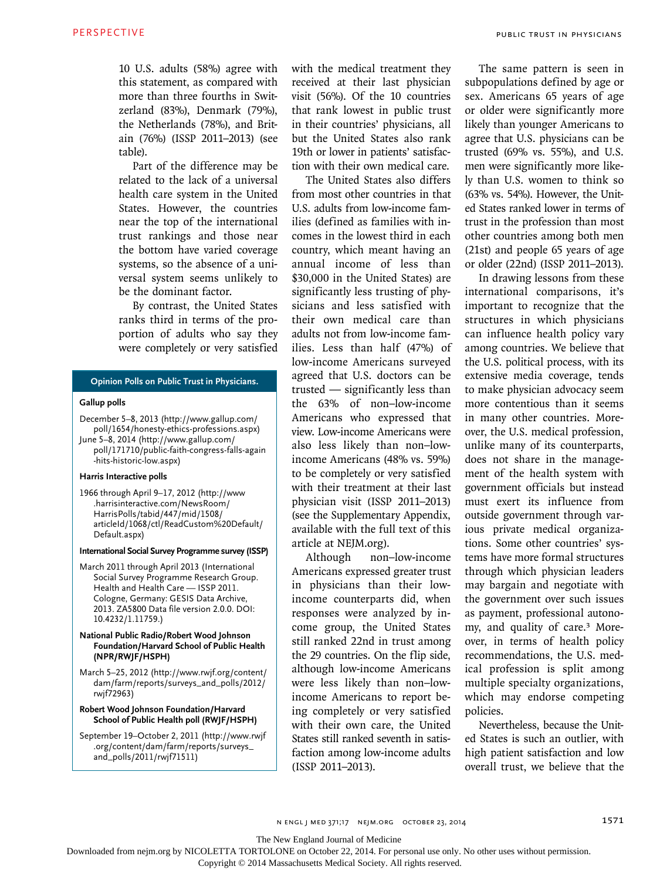10 U.S. adults (58%) agree with this statement, as compared with more than three fourths in Switzerland (83%), Denmark (79%), the Netherlands (78%), and Britain (76%) (ISSP 2011–2013) (see table).

Part of the difference may be related to the lack of a universal health care system in the United States. However, the countries near the top of the international trust rankings and those near the bottom have varied coverage systems, so the absence of a universal system seems unlikely to be the dominant factor.

By contrast, the United States ranks third in terms of the proportion of adults who say they were completely or very satisfied with the medical treatment they received at their last physician visit (56%). Of the 10 countries that rank lowest in public trust in their countries' physicians, all but the United States also rank 19th or lower in patients' satisfaction with their own medical care.

The United States also differs from most other countries in that U.S. adults from low-income families (defined as families with incomes in the lowest third in each country, which meant having an annual income of less than $30,000 in the United States) are significantly less trusting of physicians and less satisfied with their own medical care than adults not from low-income families. Less than half (47%) of low-income Americans surveyed agreed that U.S. doctors can be trusted — significantly less than the 63% of non–low-income Americans who expressed that view. Low-income Americans were also less likely than non–low-income Americans (48% vs. 59%) to be completely or very satisfied with their treatment at their last physician visit (ISSP 2011–2013) (see the Supplementary Appendix, available with the full text of this article at NEJM.org).

Although non–low-income Americans expressed greater trust in physicians than their low-income counterparts did, when responses were analyzed by income group, the United States still ranked 22nd in trust among the 29 countries. On the flip side, although low-income Americans were less likely than non–low-income Americans to report being completely or very satisfied with their own care, the United States still ranked seventh in satisfaction among low-income adults (ISSP 2011–2013).

The same pattern is seen in subpopulations defined by age or sex. Americans 65 years of age or older were significantly more likely than younger Americans to agree that U.S. physicians can be trusted (69% vs. 55%), and U.S. men were significantly more likely than U.S. women to think so (63% vs. 54%). However, the United States ranked lower in terms of trust in the profession than most other countries among both men (21st) and people 65 years of age or older (22nd) (ISSP 2011–2013).

In drawing lessons from these international comparisons, it's important to recognize that the structures in which physicians can influence health policy vary among countries. We believe that the U.S. political process, with its extensive media coverage, tends to make physician advocacy seem more contentious than it seems in many other countries. Moreover, the U.S. medical profession, unlike many of its counterparts, does not share in the management of the health system with government officials but instead must exert its influence from outside government through various private medical organizations. Some other countries' systems have more formal structures through which physician leaders may bargain and negotiate with the government over such issues as payment, professional autonomy, and quality of care.[3] Moreover, in terms of health policy recommendations, the U.S. medical profession is split among multiple specialty organizations, which may endorse competing policies.

Nevertheless, because the United States is such an outlier, with high patient satisfaction and low overall trust, we believe that the

---

**Opinion Polls on Public Trust in Physicians.**

**Gallup polls**

December 5–8, 2013 (http://www.gallup.com/poll/1654/honesty-ethics-professions.aspx)
June 5–8, 2014 (http://www.gallup.com/poll/171710/public-faith-congress-falls-again-hits-historic-low.aspx)

**Harris Interactive polls**

1966 through April 9–17, 2012 (http://www.harrisinteractive.com/NewsRoom/HarrisPolls/tabid/447/mid/1508/articleId/1068/ctl/ReadCustom%20Default/Default.aspx)

**International Social Survey Programme survey (ISSP)**

March 2011 through April 2013 (International Social Survey Programme Research Group. Health and Health Care — ISSP 2011. Cologne, Germany: GESIS Data Archive, 2013. ZA5800 Data file version 2.0.0. DOI: 10.4232/1.11759.)

**National Public Radio/Robert Wood Johnson Foundation/Harvard School of Public Health (NPR/RWJF/HSPH)**

March 5–25, 2012 (http://www.rwjf.org/content/dam/farm/reports/surveys_and_polls/2012/rwjf72963)

**Robert Wood Johnson Foundation/Harvard School of Public Health poll (RWJF/HSPH)**

September 19–October 2, 2011 (http://www.rwjf.org/content/dam/farm/reports/surveys_and_polls/2011/rwjf71511)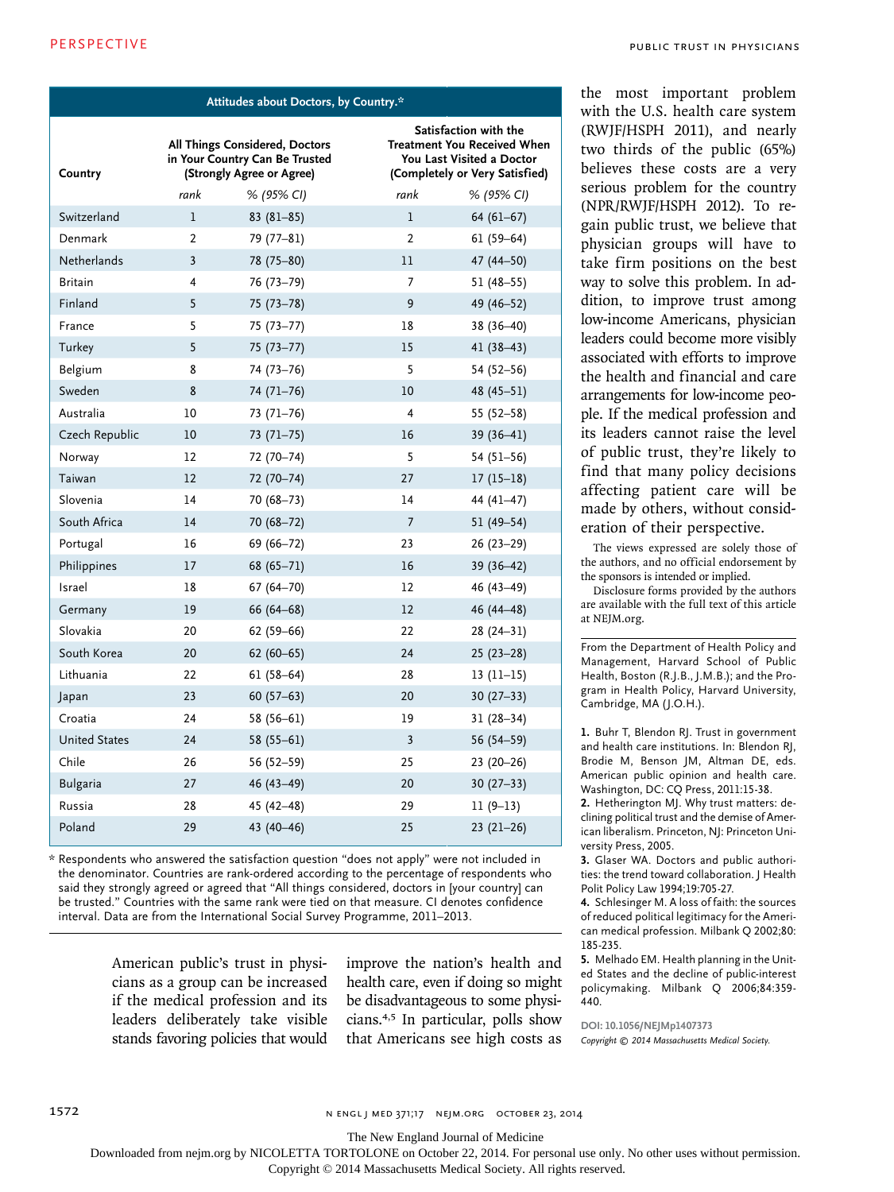**Attitudes about Doctors, by Country.***

| Country | All Things Considered, Doctors in Your Country Can Be Trusted (Strongly Agree or Agree) | | Satisfaction with the Treatment You Received When You Last Visited a Doctor (Completely or Very Satisfied) | |
|---|---|---|---|---|
| | *rank* | *% (95% CI)* | *rank* | *% (95% CI)* |
| Switzerland | 1 | 83 (81–85) | 1 | 64 (61–67) |
| Denmark | 2 | 79 (77–81) | 2 | 61 (59–64) |
| Netherlands | 3 | 78 (75–80) | 11 | 47 (44–50) |
| Britain | 4 | 76 (73–79) | 7 | 51 (48–55) |
| Finland | 5 | 75 (73–78) | 9 | 49 (46–52) |
| France | 5 | 75 (73–77) | 18 | 38 (36–40) |
| Turkey | 5 | 75 (73–77) | 15 | 41 (38–43) |
| Belgium | 8 | 74 (73–76) | 5 | 54 (52–56) |
| Sweden | 8 | 74 (71–76) | 10 | 48 (45–51) |
| Australia | 10 | 73 (71–76) | 4 | 55 (52–58) |
| Czech Republic | 10 | 73 (71–75) | 16 | 39 (36–41) |
| Norway | 12 | 72 (70–74) | 5 | 54 (51–56) |
| Taiwan | 12 | 72 (70–74) | 27 | 17 (15–18) |
| Slovenia | 14 | 70 (68–73) | 14 | 44 (41–47) |
| South Africa | 14 | 70 (68–72) | 7 | 51 (49–54) |
| Portugal | 16 | 69 (66–72) | 23 | 26 (23–29) |
| Philippines | 17 | 68 (65–71) | 16 | 39 (36–42) |
| Israel | 18 | 67 (64–70) | 12 | 46 (43–49) |
| Germany | 19 | 66 (64–68) | 12 | 46 (44–48) |
| Slovakia | 20 | 62 (59–66) | 22 | 28 (24–31) |
| South Korea | 20 | 62 (60–65) | 24 | 25 (23–28) |
| Lithuania | 22 | 61 (58–64) | 28 | 13 (11–15) |
| Japan | 23 | 60 (57–63) | 20 | 30 (27–33) |
| Croatia | 24 | 58 (56–61) | 19 | 31 (28–34) |
| United States | 24 | 58 (55–61) | 3 | 56 (54–59) |
| Chile | 26 | 56 (52–59) | 25 | 23 (20–26) |
| Bulgaria | 27 | 46 (43–49) | 20 | 30 (27–33) |
| Russia | 28 | 45 (42–48) | 29 | 11 (9–13) |
| Poland | 29 | 43 (40–46) | 25 | 23 (21–26) |

\* Respondents who answered the satisfaction question "does not apply" were not included in the denominator. Countries are rank-ordered according to the percentage of respondents who said they strongly agreed or agreed that "All things considered, doctors in [your country] can be trusted." Countries with the same rank were tied on that measure. CI denotes confidence interval. Data are from the International Social Survey Programme, 2011–2013.

American public's trust in physicians as a group can be increased if the medical profession and its leaders deliberately take visible stands favoring policies that would improve the nation's health and health care, even if doing so might be disadvantageous to some physicians.[4,5] In particular, polls show that Americans see high costs as the most important problem with the U.S. health care system (RWJF/HSPH 2011), and nearly two thirds of the public (65%) believes these costs are a very serious problem for the country (NPR/RWJF/HSPH 2012). To regain public trust, we believe that physician groups will have to take firm positions on the best way to solve this problem. In addition, to improve trust among low-income Americans, physician leaders could become more visibly associated with efforts to improve the health and financial and care arrangements for low-income people. If the medical profession and its leaders cannot raise the level of public trust, they're likely to find that many policy decisions affecting patient care will be made by others, without consideration of their perspective.

The views expressed are solely those of the authors, and no official endorsement by the sponsors is intended or implied.

Disclosure forms provided by the authors are available with the full text of this article at NEJM.org.

From the Department of Health Policy and Management, Harvard School of Public Health, Boston (R.J.B., J.M.B.); and the Program in Health Policy, Harvard University, Cambridge, MA (J.O.H.).

1. Buhr T, Blendon RJ. Trust in government and health care institutions. In: Blendon RJ, Brodie M, Benson JM, Altman DE, eds. American public opinion and health care. Washington, DC: CQ Press, 2011:15-38.
2. Hetherington MJ. Why trust matters: declining political trust and the demise of American liberalism. Princeton, NJ: Princeton University Press, 2005.
3. Glaser WA. Doctors and public authorities: the trend toward collaboration. J Health Polit Policy Law 1994;19:705-27.
4. Schlesinger M. A loss of faith: the sources of reduced political legitimacy for the American medical profession. Milbank Q 2002;80:185-235.
5. Melhado EM. Health planning in the United States and the decline of public-interest policymaking. Milbank Q 2006;84:359-440.

DOI: 10.1056/NEJMp1407373

*Copyright © 2014 Massachusetts Medical Society.*